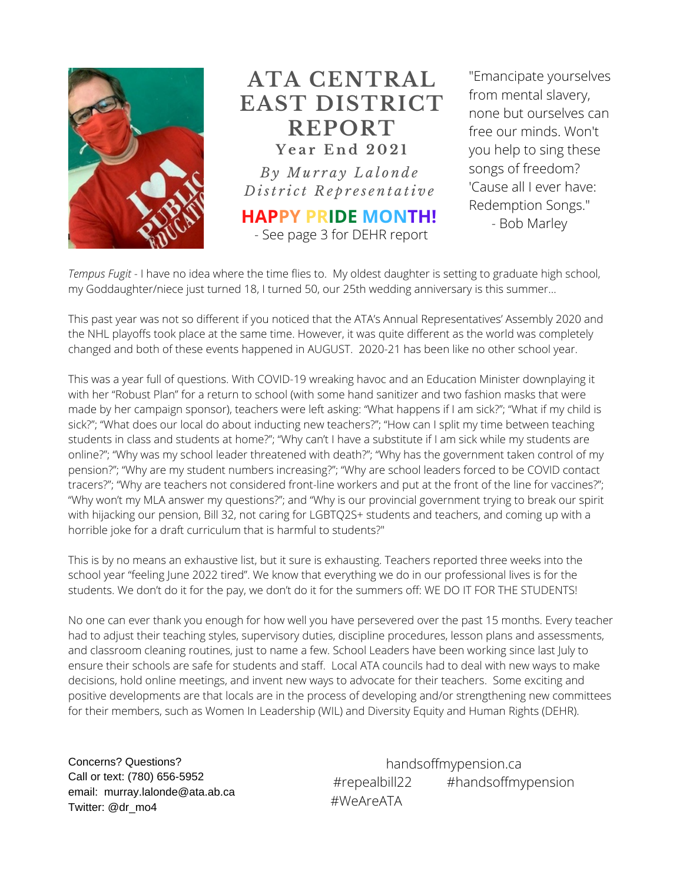# ATA CENTRAL EAST DISTRICT REPORT

### Year End 2021

*By Murray Lalonde*
*District Representative*

**HAPPY PRIDE MONTH!**
- See page 3 for DEHR report

"Emancipate yourselves from mental slavery, none but ourselves can free our minds. Won't you help to sing these songs of freedom? 'Cause all I ever have: Redemption Songs."
- Bob Marley

*Tempus Fugit* - I have no idea where the time flies to. My oldest daughter is setting to graduate high school, my Goddaughter/niece just turned 18, I turned 50, our 25th wedding anniversary is this summer...

This past year was not so different if you noticed that the ATA's Annual Representatives' Assembly 2020 and the NHL playoffs took place at the same time. However, it was quite different as the world was completely changed and both of these events happened in AUGUST. 2020-21 has been like no other school year.

This was a year full of questions. With COVID-19 wreaking havoc and an Education Minister downplaying it with her "Robust Plan" for a return to school (with some hand sanitizer and two fashion masks that were made by her campaign sponsor), teachers were left asking: "What happens if I am sick?"; "What if my child is sick?"; "What does our local do about inducting new teachers?"; "How can I split my time between teaching students in class and students at home?"; "Why can't I have a substitute if I am sick while my students are online?"; "Why was my school leader threatened with death?"; "Why has the government taken control of my pension?"; "Why are my student numbers increasing?"; "Why are school leaders forced to be COVID contact tracers?"; "Why are teachers not considered front-line workers and put at the front of the line for vaccines?"; "Why won't my MLA answer my questions?"; and "Why is our provincial government trying to break our spirit with hijacking our pension, Bill 32, not caring for LGBTQ2S+ students and teachers, and coming up with a horrible joke for a draft curriculum that is harmful to students?"

This is by no means an exhaustive list, but it sure is exhausting. Teachers reported three weeks into the school year "feeling June 2022 tired". We know that everything we do in our professional lives is for the students. We don't do it for the pay, we don't do it for the summers off: WE DO IT FOR THE STUDENTS!

No one can ever thank you enough for how well you have persevered over the past 15 months. Every teacher had to adjust their teaching styles, supervisory duties, discipline procedures, lesson plans and assessments, and classroom cleaning routines, just to name a few. School Leaders have been working since last July to ensure their schools are safe for students and staff. Local ATA councils had to deal with new ways to make decisions, hold online meetings, and invent new ways to advocate for their teachers. Some exciting and positive developments are that locals are in the process of developing and/or strengthening new committees for their members, such as Women In Leadership (WIL) and Diversity Equity and Human Rights (DEHR).

Concerns? Questions?
Call or text: (780) 656-5952
email: murray.lalonde@ata.ab.ca
Twitter: @dr_mo4

handsoffmypension.ca
#repealbill22 #handsoffmypension
#WeAreATA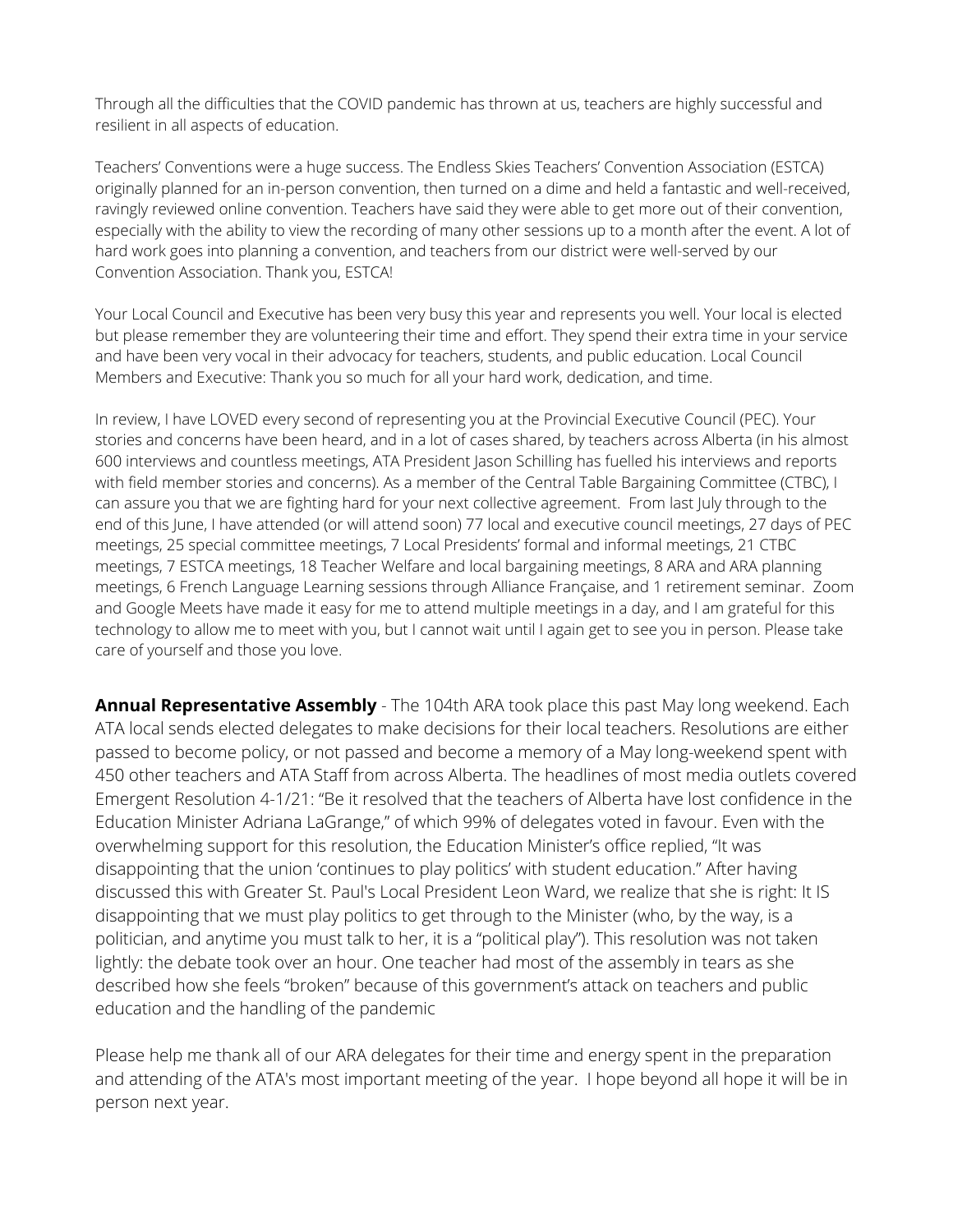Through all the difficulties that the COVID pandemic has thrown at us, teachers are highly successful and resilient in all aspects of education.

Teachers' Conventions were a huge success. The Endless Skies Teachers' Convention Association (ESTCA) originally planned for an in-person convention, then turned on a dime and held a fantastic and well-received, ravingly reviewed online convention. Teachers have said they were able to get more out of their convention, especially with the ability to view the recording of many other sessions up to a month after the event. A lot of hard work goes into planning a convention, and teachers from our district were well-served by our Convention Association. Thank you, ESTCA!

Your Local Council and Executive has been very busy this year and represents you well. Your local is elected but please remember they are volunteering their time and effort. They spend their extra time in your service and have been very vocal in their advocacy for teachers, students, and public education. Local Council Members and Executive: Thank you so much for all your hard work, dedication, and time.

In review, I have LOVED every second of representing you at the Provincial Executive Council (PEC). Your stories and concerns have been heard, and in a lot of cases shared, by teachers across Alberta (in his almost 600 interviews and countless meetings, ATA President Jason Schilling has fuelled his interviews and reports with field member stories and concerns). As a member of the Central Table Bargaining Committee (CTBC), I can assure you that we are fighting hard for your next collective agreement. From last July through to the end of this June, I have attended (or will attend soon) 77 local and executive council meetings, 27 days of PEC meetings, 25 special committee meetings, 7 Local Presidents' formal and informal meetings, 21 CTBC meetings, 7 ESTCA meetings, 18 Teacher Welfare and local bargaining meetings, 8 ARA and ARA planning meetings, 6 French Language Learning sessions through Alliance Française, and 1 retirement seminar. Zoom and Google Meets have made it easy for me to attend multiple meetings in a day, and I am grateful for this technology to allow me to meet with you, but I cannot wait until I again get to see you in person. Please take care of yourself and those you love.

**Annual Representative Assembly** - The 104th ARA took place this past May long weekend. Each ATA local sends elected delegates to make decisions for their local teachers. Resolutions are either passed to become policy, or not passed and become a memory of a May long-weekend spent with 450 other teachers and ATA Staff from across Alberta. The headlines of most media outlets covered Emergent Resolution 4-1/21: "Be it resolved that the teachers of Alberta have lost confidence in the Education Minister Adriana LaGrange," of which 99% of delegates voted in favour. Even with the overwhelming support for this resolution, the Education Minister's office replied, "It was disappointing that the union 'continues to play politics' with student education." After having discussed this with Greater St. Paul's Local President Leon Ward, we realize that she is right: It IS disappointing that we must play politics to get through to the Minister (who, by the way, is a politician, and anytime you must talk to her, it is a "political play"). This resolution was not taken lightly: the debate took over an hour. One teacher had most of the assembly in tears as she described how she feels "broken" because of this government's attack on teachers and public education and the handling of the pandemic

Please help me thank all of our ARA delegates for their time and energy spent in the preparation and attending of the ATA's most important meeting of the year. I hope beyond all hope it will be in person next year.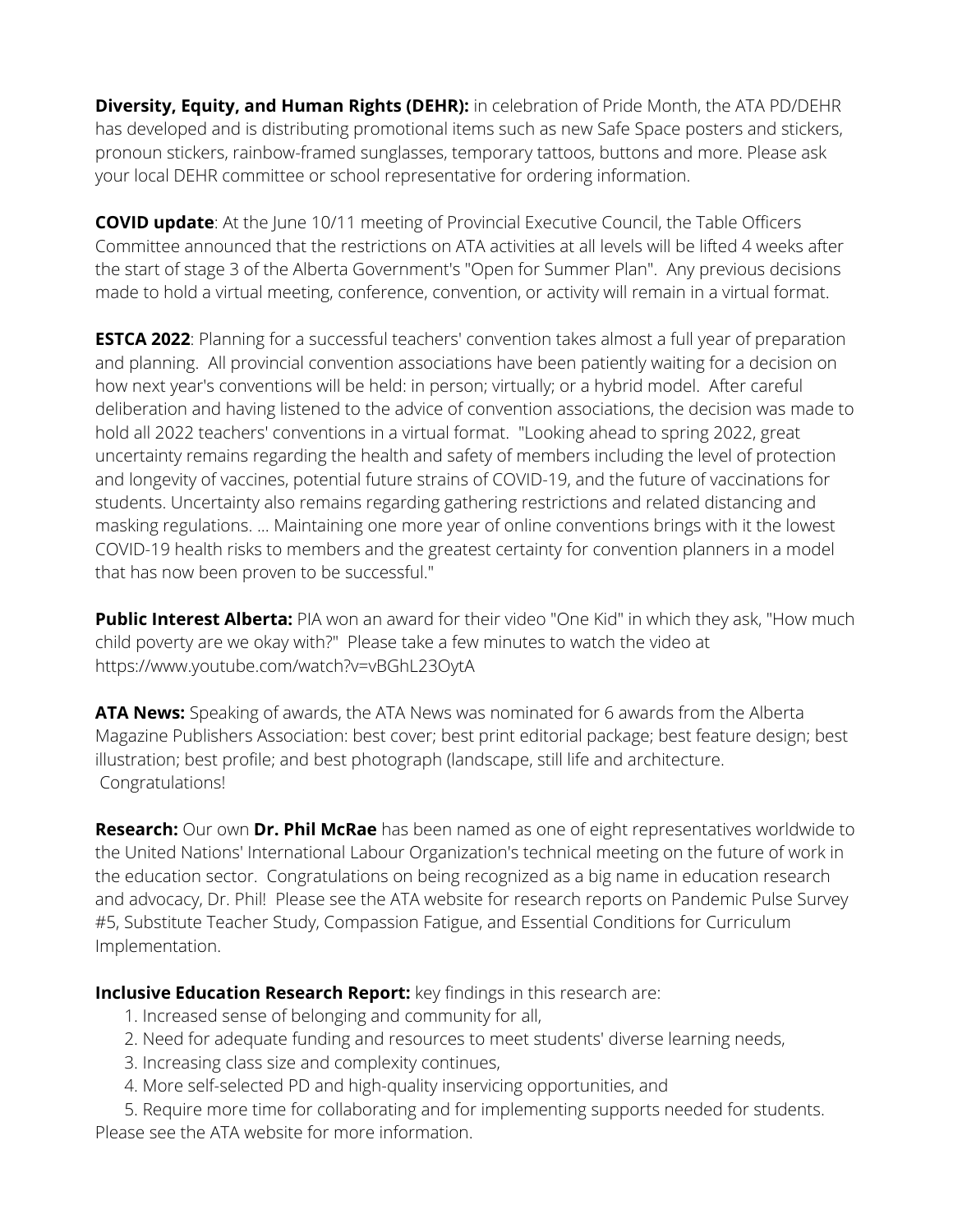**Diversity, Equity, and Human Rights (DEHR):** in celebration of Pride Month, the ATA PD/DEHR has developed and is distributing promotional items such as new Safe Space posters and stickers, pronoun stickers, rainbow-framed sunglasses, temporary tattoos, buttons and more. Please ask your local DEHR committee or school representative for ordering information.

**COVID update**: At the June 10/11 meeting of Provincial Executive Council, the Table Officers Committee announced that the restrictions on ATA activities at all levels will be lifted 4 weeks after the start of stage 3 of the Alberta Government's "Open for Summer Plan". Any previous decisions made to hold a virtual meeting, conference, convention, or activity will remain in a virtual format.

**ESTCA 2022**: Planning for a successful teachers' convention takes almost a full year of preparation and planning. All provincial convention associations have been patiently waiting for a decision on how next year's conventions will be held: in person; virtually; or a hybrid model. After careful deliberation and having listened to the advice of convention associations, the decision was made to hold all 2022 teachers' conventions in a virtual format. "Looking ahead to spring 2022, great uncertainty remains regarding the health and safety of members including the level of protection and longevity of vaccines, potential future strains of COVID-19, and the future of vaccinations for students. Uncertainty also remains regarding gathering restrictions and related distancing and masking regulations. ... Maintaining one more year of online conventions brings with it the lowest COVID-19 health risks to members and the greatest certainty for convention planners in a model that has now been proven to be successful."

**Public Interest Alberta:** PIA won an award for their video "One Kid" in which they ask, "How much child poverty are we okay with?" Please take a few minutes to watch the video at https://www.youtube.com/watch?v=vBGhL23OytA

**ATA News:** Speaking of awards, the ATA News was nominated for 6 awards from the Alberta Magazine Publishers Association: best cover; best print editorial package; best feature design; best illustration; best profile; and best photograph (landscape, still life and architecture. Congratulations!

**Research:** Our own **Dr. Phil McRae** has been named as one of eight representatives worldwide to the United Nations' International Labour Organization's technical meeting on the future of work in the education sector. Congratulations on being recognized as a big name in education research and advocacy, Dr. Phil! Please see the ATA website for research reports on Pandemic Pulse Survey #5, Substitute Teacher Study, Compassion Fatigue, and Essential Conditions for Curriculum Implementation.

**Inclusive Education Research Report:** key findings in this research are:

1. Increased sense of belonging and community for all,
2. Need for adequate funding and resources to meet students' diverse learning needs,
3. Increasing class size and complexity continues,
4. More self-selected PD and high-quality inservicing opportunities, and
5. Require more time for collaborating and for implementing supports needed for students.

Please see the ATA website for more information.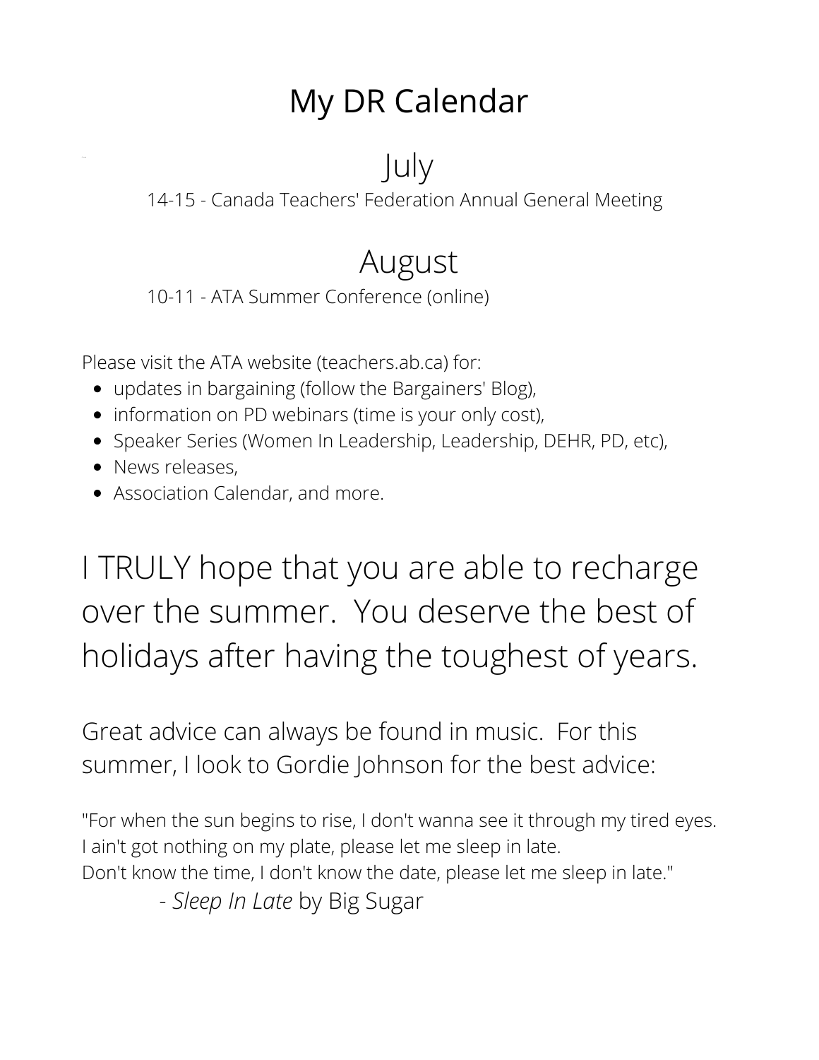# My DR Calendar

## July

14-15 - Canada Teachers' Federation Annual General Meeting

## August

10-11 - ATA Summer Conference (online)

Please visit the ATA website (teachers.ab.ca) for:

- updates in bargaining (follow the Bargainers' Blog),
- information on PD webinars (time is your only cost),
- Speaker Series (Women In Leadership, Leadership, DEHR, PD, etc),
- News releases,
- Association Calendar, and more.

I TRULY hope that you are able to recharge over the summer. You deserve the best of holidays after having the toughest of years.

Great advice can always be found in music. For this summer, I look to Gordie Johnson for the best advice:

"For when the sun begins to rise, I don't wanna see it through my tired eyes.
I ain't got nothing on my plate, please let me sleep in late.
Don't know the time, I don't know the date, please let me sleep in late."

- *Sleep In Late* by Big Sugar